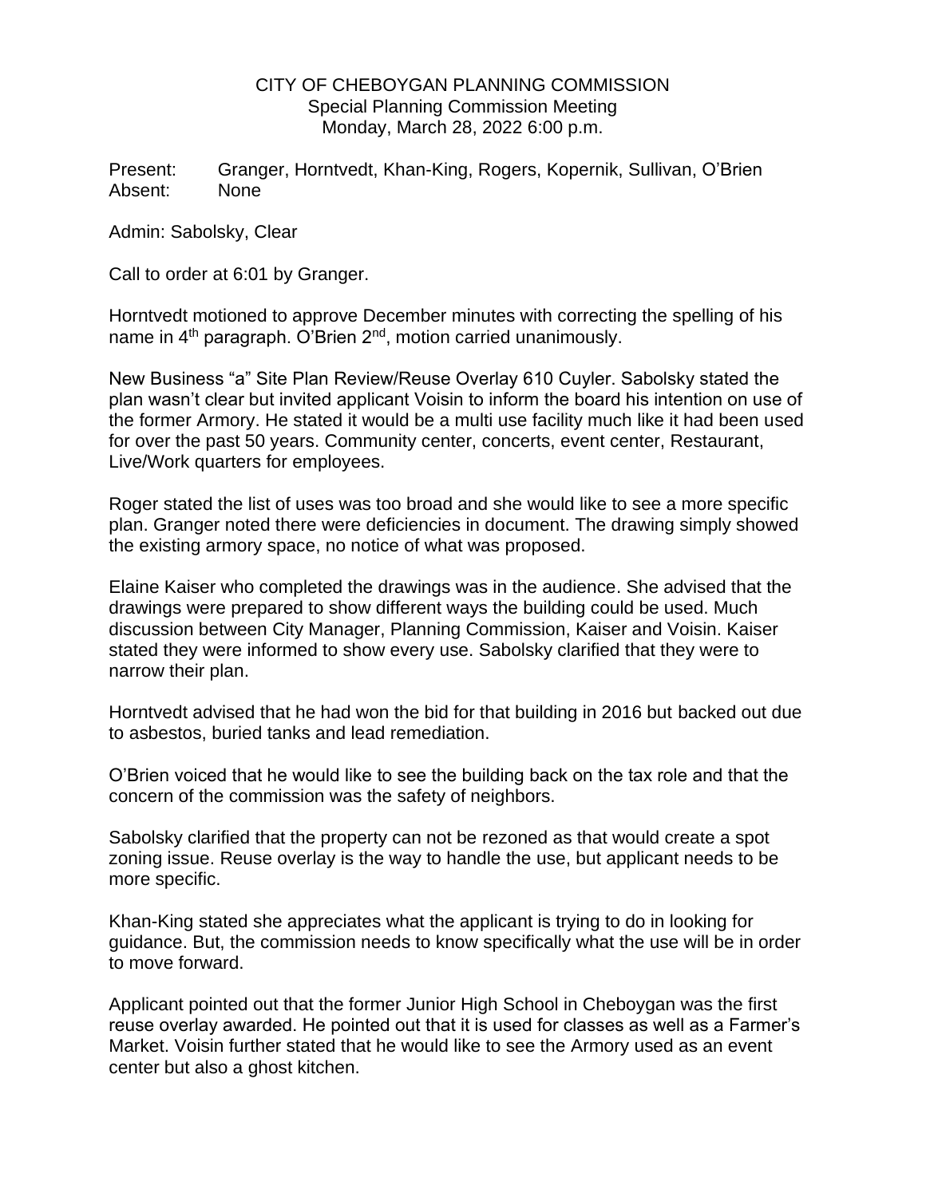# CITY OF CHEBOYGAN PLANNING COMMISSION

Special Planning Commission Meeting
Monday, March 28, 2022 6:00 p.m.

Present: Granger, Horntvedt, Khan-King, Rogers, Kopernik, Sullivan, O'Brien
Absent: None

Admin: Sabolsky, Clear

Call to order at 6:01 by Granger.

Horntvedt motioned to approve December minutes with correcting the spelling of his name in 4th paragraph. O'Brien 2nd, motion carried unanimously.

New Business "a" Site Plan Review/Reuse Overlay 610 Cuyler. Sabolsky stated the plan wasn't clear but invited applicant Voisin to inform the board his intention on use of the former Armory. He stated it would be a multi use facility much like it had been used for over the past 50 years. Community center, concerts, event center, Restaurant, Live/Work quarters for employees.

Roger stated the list of uses was too broad and she would like to see a more specific plan. Granger noted there were deficiencies in document. The drawing simply showed the existing armory space, no notice of what was proposed.

Elaine Kaiser who completed the drawings was in the audience. She advised that the drawings were prepared to show different ways the building could be used. Much discussion between City Manager, Planning Commission, Kaiser and Voisin. Kaiser stated they were informed to show every use. Sabolsky clarified that they were to narrow their plan.

Horntvedt advised that he had won the bid for that building in 2016 but backed out due to asbestos, buried tanks and lead remediation.

O'Brien voiced that he would like to see the building back on the tax role and that the concern of the commission was the safety of neighbors.

Sabolsky clarified that the property can not be rezoned as that would create a spot zoning issue. Reuse overlay is the way to handle the use, but applicant needs to be more specific.

Khan-King stated she appreciates what the applicant is trying to do in looking for guidance. But, the commission needs to know specifically what the use will be in order to move forward.

Applicant pointed out that the former Junior High School in Cheboygan was the first reuse overlay awarded. He pointed out that it is used for classes as well as a Farmer's Market. Voisin further stated that he would like to see the Armory used as an event center but also a ghost kitchen.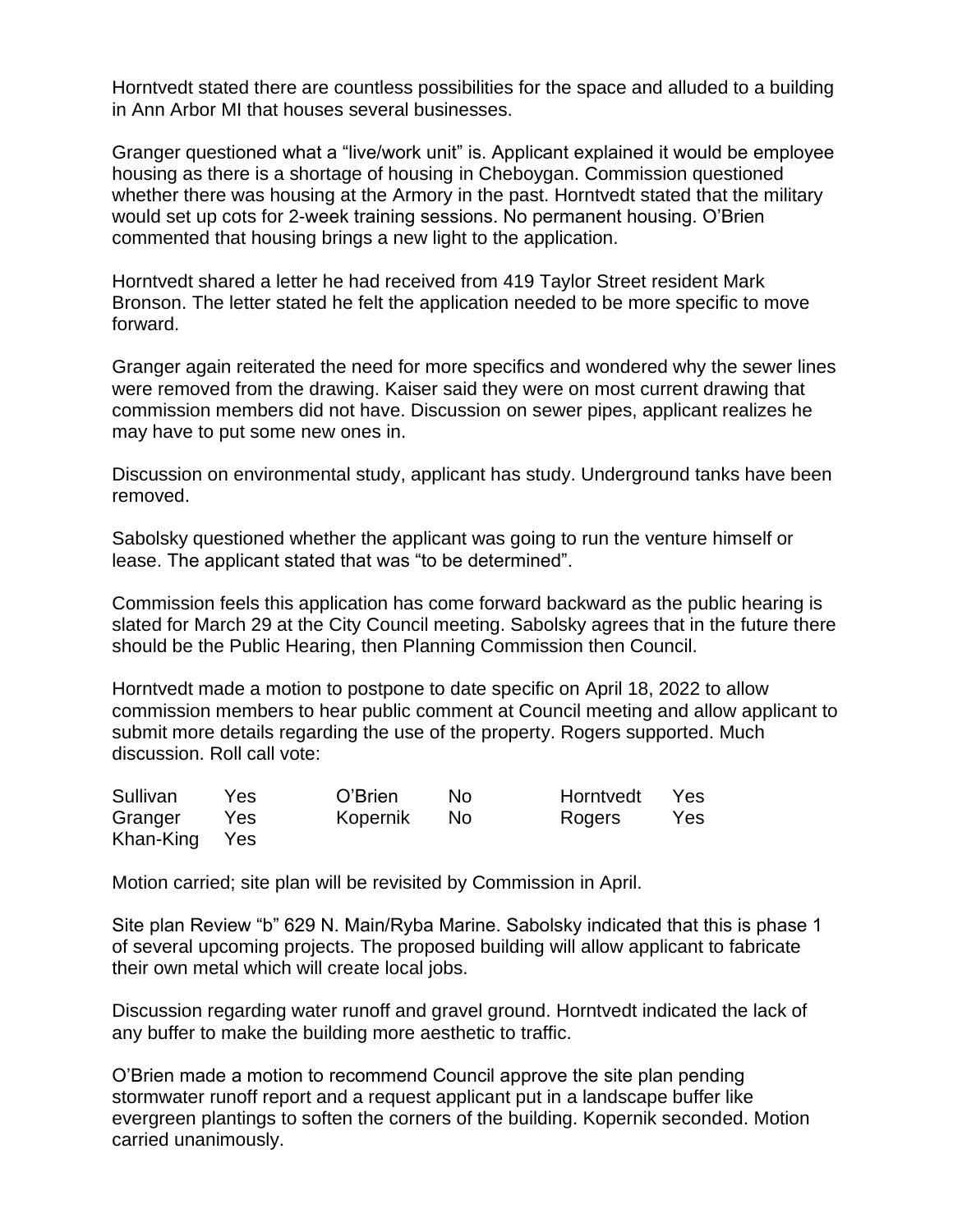Horntvedt stated there are countless possibilities for the space and alluded to a building in Ann Arbor MI that houses several businesses.

Granger questioned what a "live/work unit" is. Applicant explained it would be employee housing as there is a shortage of housing in Cheboygan. Commission questioned whether there was housing at the Armory in the past. Horntvedt stated that the military would set up cots for 2-week training sessions. No permanent housing. O'Brien commented that housing brings a new light to the application.

Horntvedt shared a letter he had received from 419 Taylor Street resident Mark Bronson. The letter stated he felt the application needed to be more specific to move forward.

Granger again reiterated the need for more specifics and wondered why the sewer lines were removed from the drawing. Kaiser said they were on most current drawing that commission members did not have. Discussion on sewer pipes, applicant realizes he may have to put some new ones in.

Discussion on environmental study, applicant has study. Underground tanks have been removed.

Sabolsky questioned whether the applicant was going to run the venture himself or lease. The applicant stated that was "to be determined".

Commission feels this application has come forward backward as the public hearing is slated for March 29 at the City Council meeting. Sabolsky agrees that in the future there should be the Public Hearing, then Planning Commission then Council.

Horntvedt made a motion to postpone to date specific on April 18, 2022 to allow commission members to hear public comment at Council meeting and allow applicant to submit more details regarding the use of the property. Rogers supported. Much discussion. Roll call vote:

| | | | | | |
|---|---|---|---|---|---|
| Sullivan | Yes | O'Brien | No | Horntvedt | Yes |
| Granger | Yes | Kopernik | No | Rogers | Yes |
| Khan-King | Yes | | | | |

Motion carried; site plan will be revisited by Commission in April.

Site plan Review "b" 629 N. Main/Ryba Marine. Sabolsky indicated that this is phase 1 of several upcoming projects. The proposed building will allow applicant to fabricate their own metal which will create local jobs.

Discussion regarding water runoff and gravel ground. Horntvedt indicated the lack of any buffer to make the building more aesthetic to traffic.

O'Brien made a motion to recommend Council approve the site plan pending stormwater runoff report and a request applicant put in a landscape buffer like evergreen plantings to soften the corners of the building. Kopernik seconded. Motion carried unanimously.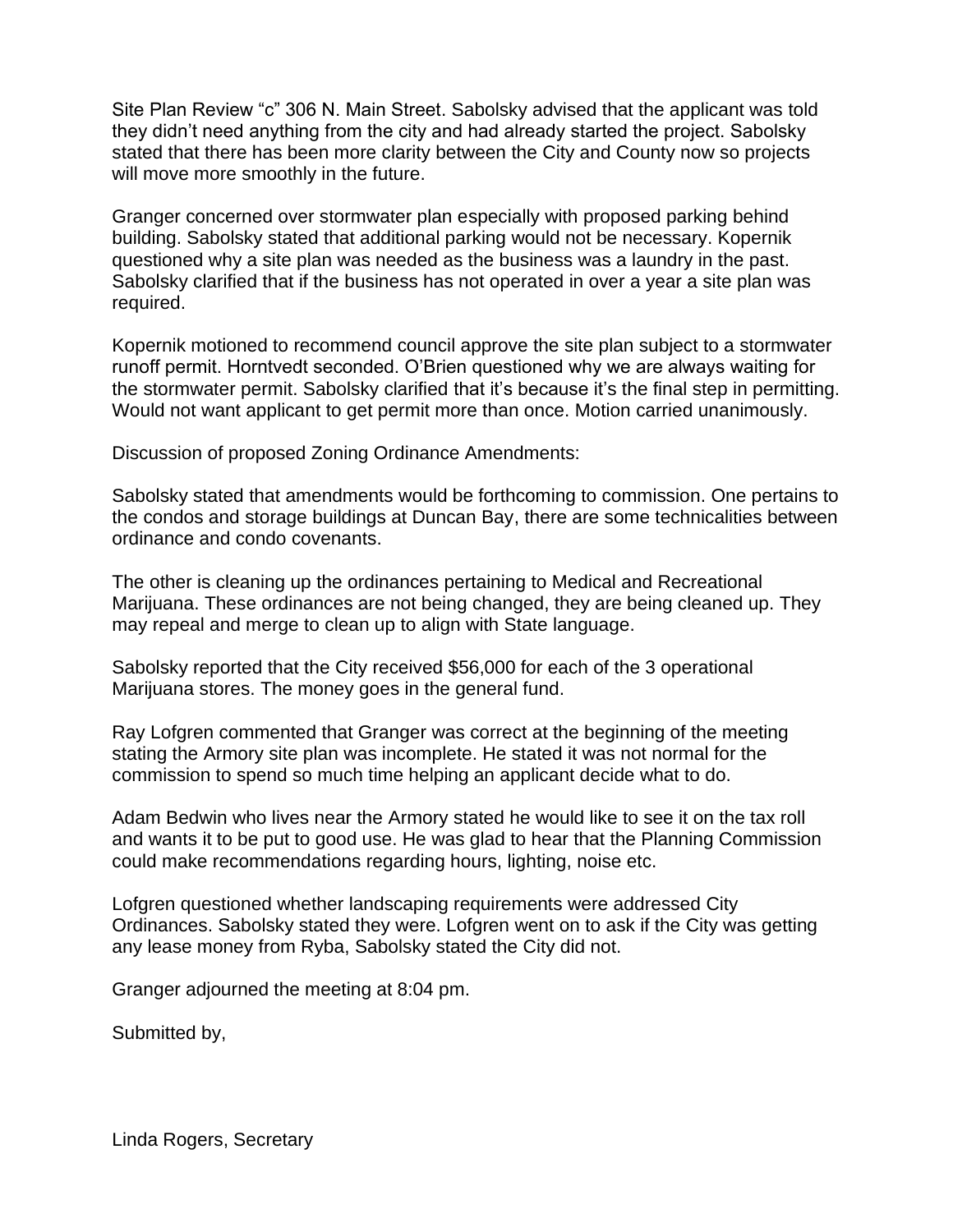Site Plan Review "c" 306 N. Main Street. Sabolsky advised that the applicant was told they didn't need anything from the city and had already started the project. Sabolsky stated that there has been more clarity between the City and County now so projects will move more smoothly in the future.

Granger concerned over stormwater plan especially with proposed parking behind building. Sabolsky stated that additional parking would not be necessary. Kopernik questioned why a site plan was needed as the business was a laundry in the past. Sabolsky clarified that if the business has not operated in over a year a site plan was required.

Kopernik motioned to recommend council approve the site plan subject to a stormwater runoff permit. Horntvedt seconded. O'Brien questioned why we are always waiting for the stormwater permit. Sabolsky clarified that it's because it's the final step in permitting. Would not want applicant to get permit more than once. Motion carried unanimously.

Discussion of proposed Zoning Ordinance Amendments:

Sabolsky stated that amendments would be forthcoming to commission. One pertains to the condos and storage buildings at Duncan Bay, there are some technicalities between ordinance and condo covenants.

The other is cleaning up the ordinances pertaining to Medical and Recreational Marijuana. These ordinances are not being changed, they are being cleaned up. They may repeal and merge to clean up to align with State language.

Sabolsky reported that the City received $56,000 for each of the 3 operational Marijuana stores. The money goes in the general fund.

Ray Lofgren commented that Granger was correct at the beginning of the meeting stating the Armory site plan was incomplete. He stated it was not normal for the commission to spend so much time helping an applicant decide what to do.

Adam Bedwin who lives near the Armory stated he would like to see it on the tax roll and wants it to be put to good use. He was glad to hear that the Planning Commission could make recommendations regarding hours, lighting, noise etc.

Lofgren questioned whether landscaping requirements were addressed City Ordinances. Sabolsky stated they were. Lofgren went on to ask if the City was getting any lease money from Ryba, Sabolsky stated the City did not.

Granger adjourned the meeting at 8:04 pm.

Submitted by,

Linda Rogers, Secretary